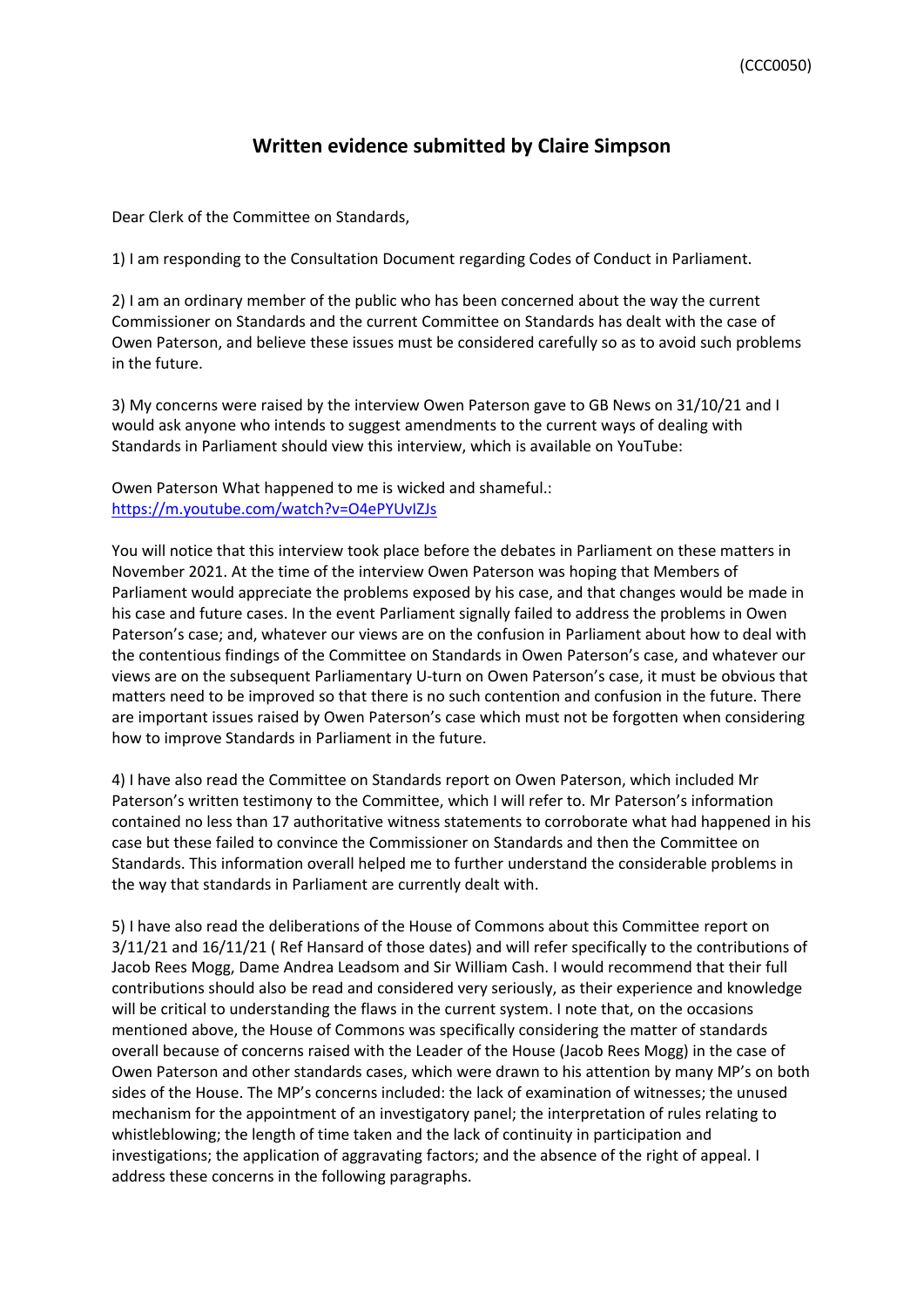(CCC0050)

# Written evidence submitted by Claire Simpson

Dear Clerk of the Committee on Standards,

1) I am responding to the Consultation Document regarding Codes of Conduct in Parliament.

2) I am an ordinary member of the public who has been concerned about the way the current Commissioner on Standards and the current Committee on Standards has dealt with the case of Owen Paterson, and believe these issues must be considered carefully so as to avoid such problems in the future.

3) My concerns were raised by the interview Owen Paterson gave to GB News on 31/10/21 and I would ask anyone who intends to suggest amendments to the current ways of dealing with Standards in Parliament should view this interview, which is available on YouTube:

Owen Paterson What happened to me is wicked and shameful.: [https://m.youtube.com/watch?v=O4ePYUvIZJs](https://m.youtube.com/watch?v=O4ePYUvIZJs)

You will notice that this interview took place before the debates in Parliament on these matters in November 2021. At the time of the interview Owen Paterson was hoping that Members of Parliament would appreciate the problems exposed by his case, and that changes would be made in his case and future cases. In the event Parliament signally failed to address the problems in Owen Paterson's case; and, whatever our views are on the confusion in Parliament about how to deal with the contentious findings of the Committee on Standards in Owen Paterson's case, and whatever our views are on the subsequent Parliamentary U-turn on Owen Paterson's case, it must be obvious that matters need to be improved so that there is no such contention and confusion in the future. There are important issues raised by Owen Paterson's case which must not be forgotten when considering how to improve Standards in Parliament in the future.

4) I have also read the Committee on Standards report on Owen Paterson, which included Mr Paterson's written testimony to the Committee, which I will refer to. Mr Paterson's information contained no less than 17 authoritative witness statements to corroborate what had happened in his case but these failed to convince the Commissioner on Standards and then the Committee on Standards. This information overall helped me to further understand the considerable problems in the way that standards in Parliament are currently dealt with.

5) I have also read the deliberations of the House of Commons about this Committee report on 3/11/21 and 16/11/21 ( Ref Hansard of those dates) and will refer specifically to the contributions of Jacob Rees Mogg, Dame Andrea Leadsom and Sir William Cash. I would recommend that their full contributions should also be read and considered very seriously, as their experience and knowledge will be critical to understanding the flaws in the current system. I note that, on the occasions mentioned above, the House of Commons was specifically considering the matter of standards overall because of concerns raised with the Leader of the House (Jacob Rees Mogg) in the case of Owen Paterson and other standards cases, which were drawn to his attention by many MP's on both sides of the House. The MP's concerns included: the lack of examination of witnesses; the unused mechanism for the appointment of an investigatory panel; the interpretation of rules relating to whistleblowing; the length of time taken and the lack of continuity in participation and investigations; the application of aggravating factors; and the absence of the right of appeal. I address these concerns in the following paragraphs.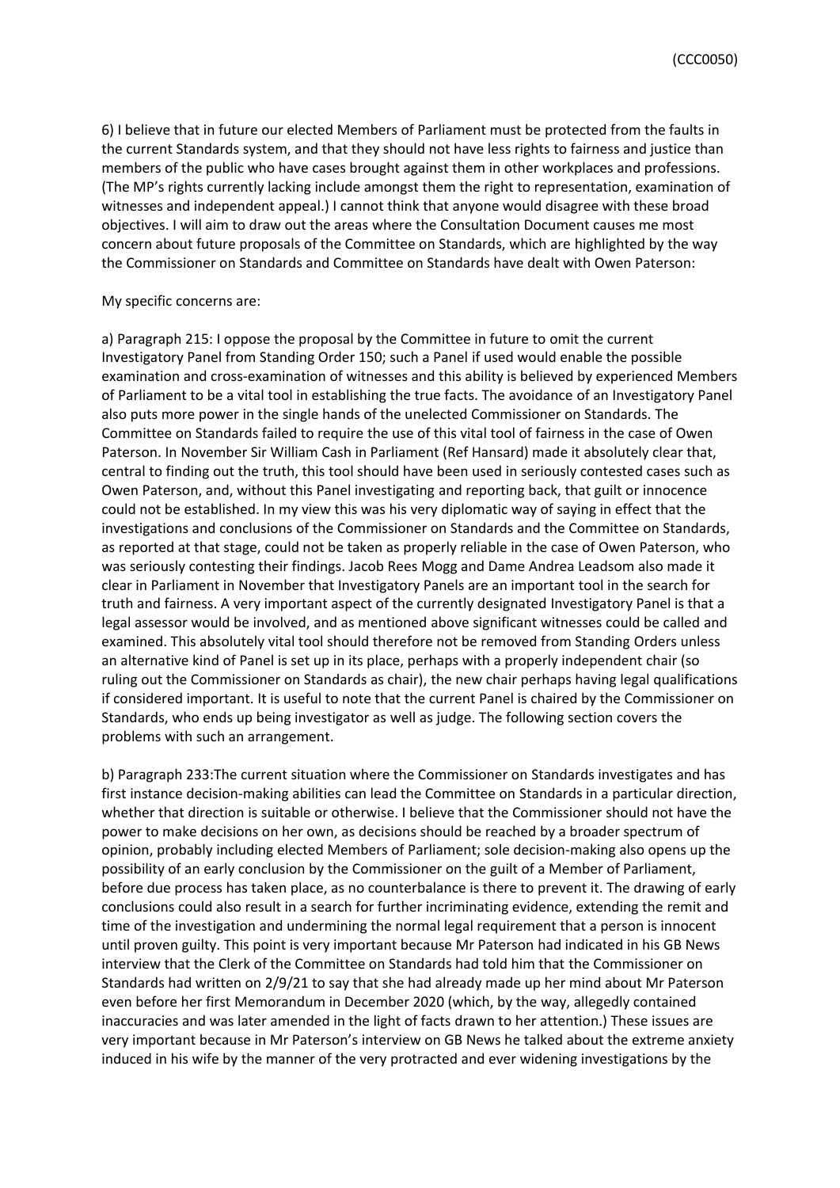6) I believe that in future our elected Members of Parliament must be protected from the faults in the current Standards system, and that they should not have less rights to fairness and justice than members of the public who have cases brought against them in other workplaces and professions. (The MP's rights currently lacking include amongst them the right to representation, examination of witnesses and independent appeal.) I cannot think that anyone would disagree with these broad objectives. I will aim to draw out the areas where the Consultation Document causes me most concern about future proposals of the Committee on Standards, which are highlighted by the way the Commissioner on Standards and Committee on Standards have dealt with Owen Paterson:

My specific concerns are:

a) Paragraph 215: I oppose the proposal by the Committee in future to omit the current Investigatory Panel from Standing Order 150; such a Panel if used would enable the possible examination and cross-examination of witnesses and this ability is believed by experienced Members of Parliament to be a vital tool in establishing the true facts. The avoidance of an Investigatory Panel also puts more power in the single hands of the unelected Commissioner on Standards. The Committee on Standards failed to require the use of this vital tool of fairness in the case of Owen Paterson. In November Sir William Cash in Parliament (Ref Hansard) made it absolutely clear that, central to finding out the truth, this tool should have been used in seriously contested cases such as Owen Paterson, and, without this Panel investigating and reporting back, that guilt or innocence could not be established. In my view this was his very diplomatic way of saying in effect that the investigations and conclusions of the Commissioner on Standards and the Committee on Standards, as reported at that stage, could not be taken as properly reliable in the case of Owen Paterson, who was seriously contesting their findings. Jacob Rees Mogg and Dame Andrea Leadsom also made it clear in Parliament in November that Investigatory Panels are an important tool in the search for truth and fairness. A very important aspect of the currently designated Investigatory Panel is that a legal assessor would be involved, and as mentioned above significant witnesses could be called and examined. This absolutely vital tool should therefore not be removed from Standing Orders unless an alternative kind of Panel is set up in its place, perhaps with a properly independent chair (so ruling out the Commissioner on Standards as chair), the new chair perhaps having legal qualifications if considered important. It is useful to note that the current Panel is chaired by the Commissioner on Standards, who ends up being investigator as well as judge. The following section covers the problems with such an arrangement.

b) Paragraph 233:The current situation where the Commissioner on Standards investigates and has first instance decision-making abilities can lead the Committee on Standards in a particular direction, whether that direction is suitable or otherwise. I believe that the Commissioner should not have the power to make decisions on her own, as decisions should be reached by a broader spectrum of opinion, probably including elected Members of Parliament; sole decision-making also opens up the possibility of an early conclusion by the Commissioner on the guilt of a Member of Parliament, before due process has taken place, as no counterbalance is there to prevent it. The drawing of early conclusions could also result in a search for further incriminating evidence, extending the remit and time of the investigation and undermining the normal legal requirement that a person is innocent until proven guilty. This point is very important because Mr Paterson had indicated in his GB News interview that the Clerk of the Committee on Standards had told him that the Commissioner on Standards had written on 2/9/21 to say that she had already made up her mind about Mr Paterson even before her first Memorandum in December 2020 (which, by the way, allegedly contained inaccuracies and was later amended in the light of facts drawn to her attention.) These issues are very important because in Mr Paterson's interview on GB News he talked about the extreme anxiety induced in his wife by the manner of the very protracted and ever widening investigations by the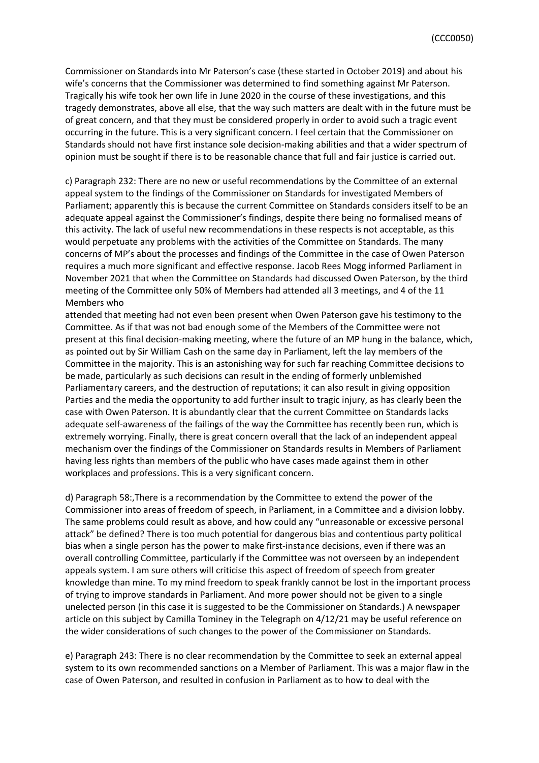Commissioner on Standards into Mr Paterson's case (these started in October 2019) and about his wife's concerns that the Commissioner was determined to find something against Mr Paterson. Tragically his wife took her own life in June 2020 in the course of these investigations, and this tragedy demonstrates, above all else, that the way such matters are dealt with in the future must be of great concern, and that they must be considered properly in order to avoid such a tragic event occurring in the future. This is a very significant concern. I feel certain that the Commissioner on Standards should not have first instance sole decision-making abilities and that a wider spectrum of opinion must be sought if there is to be reasonable chance that full and fair justice is carried out.

c) Paragraph 232: There are no new or useful recommendations by the Committee of an external appeal system to the findings of the Commissioner on Standards for investigated Members of Parliament; apparently this is because the current Committee on Standards considers itself to be an adequate appeal against the Commissioner's findings, despite there being no formalised means of this activity. The lack of useful new recommendations in these respects is not acceptable, as this would perpetuate any problems with the activities of the Committee on Standards. The many concerns of MP's about the processes and findings of the Committee in the case of Owen Paterson requires a much more significant and effective response. Jacob Rees Mogg informed Parliament in November 2021 that when the Committee on Standards had discussed Owen Paterson, by the third meeting of the Committee only 50% of Members had attended all 3 meetings, and 4 of the 11 Members who attended that meeting had not even been present when Owen Paterson gave his testimony to the Committee. As if that was not bad enough some of the Members of the Committee were not present at this final decision-making meeting, where the future of an MP hung in the balance, which, as pointed out by Sir William Cash on the same day in Parliament, left the lay members of the Committee in the majority. This is an astonishing way for such far reaching Committee decisions to be made, particularly as such decisions can result in the ending of formerly unblemished Parliamentary careers, and the destruction of reputations; it can also result in giving opposition Parties and the media the opportunity to add further insult to tragic injury, as has clearly been the case with Owen Paterson. It is abundantly clear that the current Committee on Standards lacks adequate self-awareness of the failings of the way the Committee has recently been run, which is extremely worrying. Finally, there is great concern overall that the lack of an independent appeal mechanism over the findings of the Commissioner on Standards results in Members of Parliament having less rights than members of the public who have cases made against them in other workplaces and professions. This is a very significant concern.

d) Paragraph 58:,There is a recommendation by the Committee to extend the power of the Commissioner into areas of freedom of speech, in Parliament, in a Committee and a division lobby. The same problems could result as above, and how could any "unreasonable or excessive personal attack" be defined? There is too much potential for dangerous bias and contentious party political bias when a single person has the power to make first-instance decisions, even if there was an overall controlling Committee, particularly if the Committee was not overseen by an independent appeals system. I am sure others will criticise this aspect of freedom of speech from greater knowledge than mine. To my mind freedom to speak frankly cannot be lost in the important process of trying to improve standards in Parliament. And more power should not be given to a single unelected person (in this case it is suggested to be the Commissioner on Standards.) A newspaper article on this subject by Camilla Tominey in the Telegraph on 4/12/21 may be useful reference on the wider considerations of such changes to the power of the Commissioner on Standards.

e) Paragraph 243: There is no clear recommendation by the Committee to seek an external appeal system to its own recommended sanctions on a Member of Parliament. This was a major flaw in the case of Owen Paterson, and resulted in confusion in Parliament as to how to deal with the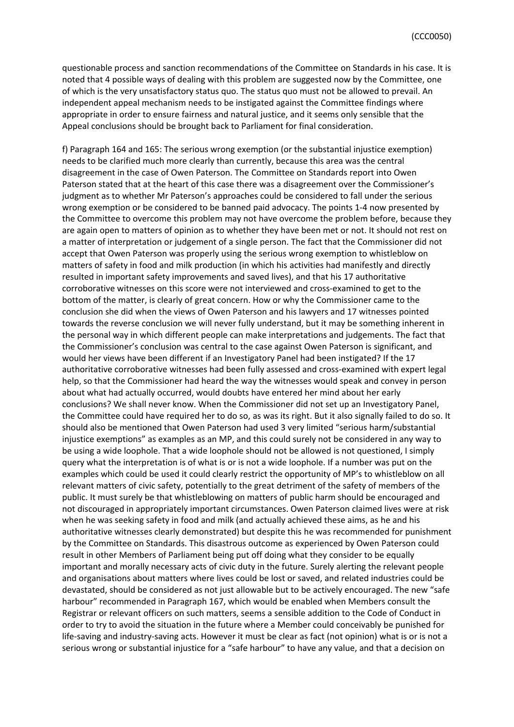questionable process and sanction recommendations of the Committee on Standards in his case. It is noted that 4 possible ways of dealing with this problem are suggested now by the Committee, one of which is the very unsatisfactory status quo. The status quo must not be allowed to prevail. An independent appeal mechanism needs to be instigated against the Committee findings where appropriate in order to ensure fairness and natural justice, and it seems only sensible that the Appeal conclusions should be brought back to Parliament for final consideration.

f) Paragraph 164 and 165: The serious wrong exemption (or the substantial injustice exemption) needs to be clarified much more clearly than currently, because this area was the central disagreement in the case of Owen Paterson. The Committee on Standards report into Owen Paterson stated that at the heart of this case there was a disagreement over the Commissioner's judgment as to whether Mr Paterson's approaches could be considered to fall under the serious wrong exemption or be considered to be banned paid advocacy. The points 1-4 now presented by the Committee to overcome this problem may not have overcome the problem before, because they are again open to matters of opinion as to whether they have been met or not. It should not rest on a matter of interpretation or judgement of a single person. The fact that the Commissioner did not accept that Owen Paterson was properly using the serious wrong exemption to whistleblow on matters of safety in food and milk production (in which his activities had manifestly and directly resulted in important safety improvements and saved lives), and that his 17 authoritative corroborative witnesses on this score were not interviewed and cross-examined to get to the bottom of the matter, is clearly of great concern. How or why the Commissioner came to the conclusion she did when the views of Owen Paterson and his lawyers and 17 witnesses pointed towards the reverse conclusion we will never fully understand, but it may be something inherent in the personal way in which different people can make interpretations and judgements. The fact that the Commissioner's conclusion was central to the case against Owen Paterson is significant, and would her views have been different if an Investigatory Panel had been instigated? If the 17 authoritative corroborative witnesses had been fully assessed and cross-examined with expert legal help, so that the Commissioner had heard the way the witnesses would speak and convey in person about what had actually occurred, would doubts have entered her mind about her early conclusions? We shall never know. When the Commissioner did not set up an Investigatory Panel, the Committee could have required her to do so, as was its right. But it also signally failed to do so. It should also be mentioned that Owen Paterson had used 3 very limited "serious harm/substantial injustice exemptions" as examples as an MP, and this could surely not be considered in any way to be using a wide loophole. That a wide loophole should not be allowed is not questioned, I simply query what the interpretation is of what is or is not a wide loophole. If a number was put on the examples which could be used it could clearly restrict the opportunity of MP's to whistleblow on all relevant matters of civic safety, potentially to the great detriment of the safety of members of the public. It must surely be that whistleblowing on matters of public harm should be encouraged and not discouraged in appropriately important circumstances. Owen Paterson claimed lives were at risk when he was seeking safety in food and milk (and actually achieved these aims, as he and his authoritative witnesses clearly demonstrated) but despite this he was recommended for punishment by the Committee on Standards. This disastrous outcome as experienced by Owen Paterson could result in other Members of Parliament being put off doing what they consider to be equally important and morally necessary acts of civic duty in the future. Surely alerting the relevant people and organisations about matters where lives could be lost or saved, and related industries could be devastated, should be considered as not just allowable but to be actively encouraged. The new "safe harbour" recommended in Paragraph 167, which would be enabled when Members consult the Registrar or relevant officers on such matters, seems a sensible addition to the Code of Conduct in order to try to avoid the situation in the future where a Member could conceivably be punished for life-saving and industry-saving acts. However it must be clear as fact (not opinion) what is or is not a serious wrong or substantial injustice for a "safe harbour" to have any value, and that a decision on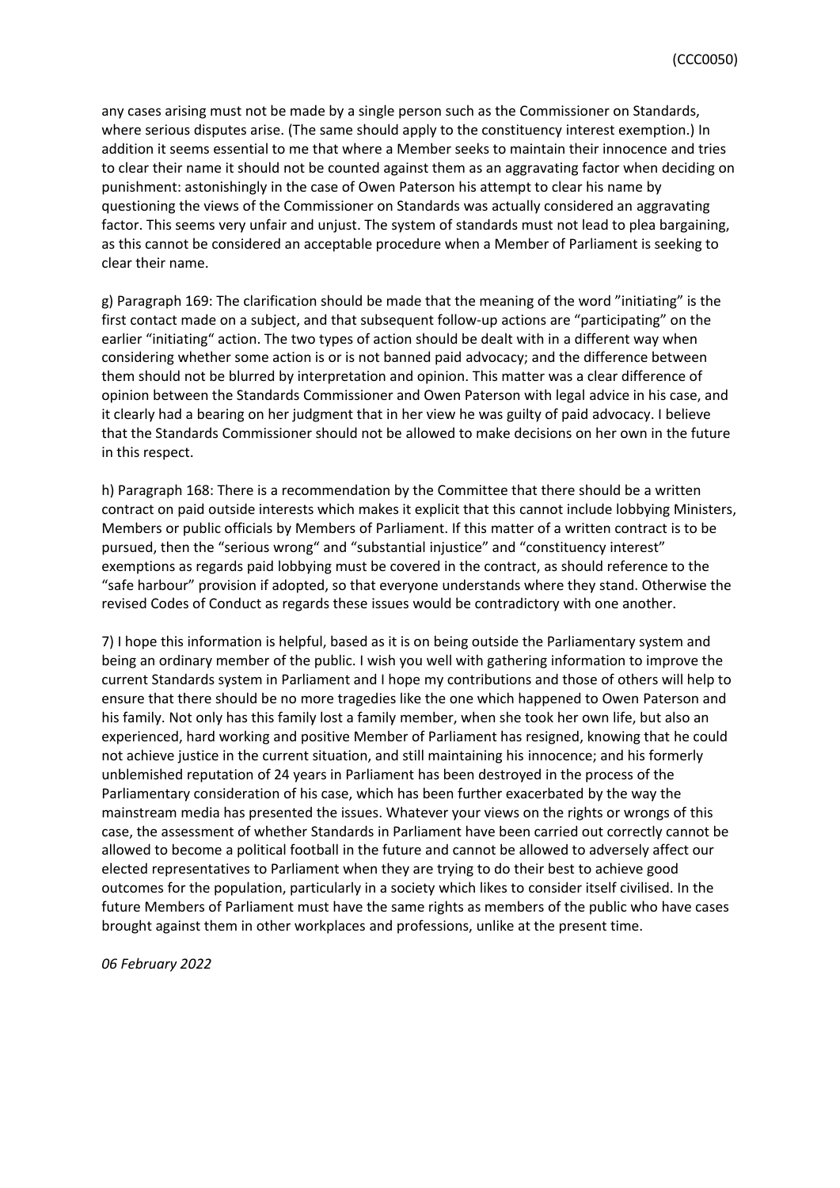any cases arising must not be made by a single person such as the Commissioner on Standards, where serious disputes arise. (The same should apply to the constituency interest exemption.) In addition it seems essential to me that where a Member seeks to maintain their innocence and tries to clear their name it should not be counted against them as an aggravating factor when deciding on punishment: astonishingly in the case of Owen Paterson his attempt to clear his name by questioning the views of the Commissioner on Standards was actually considered an aggravating factor. This seems very unfair and unjust. The system of standards must not lead to plea bargaining, as this cannot be considered an acceptable procedure when a Member of Parliament is seeking to clear their name.

g) Paragraph 169: The clarification should be made that the meaning of the word "initiating" is the first contact made on a subject, and that subsequent follow-up actions are "participating" on the earlier "initiating" action. The two types of action should be dealt with in a different way when considering whether some action is or is not banned paid advocacy; and the difference between them should not be blurred by interpretation and opinion. This matter was a clear difference of opinion between the Standards Commissioner and Owen Paterson with legal advice in his case, and it clearly had a bearing on her judgment that in her view he was guilty of paid advocacy. I believe that the Standards Commissioner should not be allowed to make decisions on her own in the future in this respect.

h) Paragraph 168: There is a recommendation by the Committee that there should be a written contract on paid outside interests which makes it explicit that this cannot include lobbying Ministers, Members or public officials by Members of Parliament. If this matter of a written contract is to be pursued, then the "serious wrong" and "substantial injustice" and "constituency interest" exemptions as regards paid lobbying must be covered in the contract, as should reference to the "safe harbour" provision if adopted, so that everyone understands where they stand. Otherwise the revised Codes of Conduct as regards these issues would be contradictory with one another.

7) I hope this information is helpful, based as it is on being outside the Parliamentary system and being an ordinary member of the public. I wish you well with gathering information to improve the current Standards system in Parliament and I hope my contributions and those of others will help to ensure that there should be no more tragedies like the one which happened to Owen Paterson and his family. Not only has this family lost a family member, when she took her own life, but also an experienced, hard working and positive Member of Parliament has resigned, knowing that he could not achieve justice in the current situation, and still maintaining his innocence; and his formerly unblemished reputation of 24 years in Parliament has been destroyed in the process of the Parliamentary consideration of his case, which has been further exacerbated by the way the mainstream media has presented the issues. Whatever your views on the rights or wrongs of this case, the assessment of whether Standards in Parliament have been carried out correctly cannot be allowed to become a political football in the future and cannot be allowed to adversely affect our elected representatives to Parliament when they are trying to do their best to achieve good outcomes for the population, particularly in a society which likes to consider itself civilised. In the future Members of Parliament must have the same rights as members of the public who have cases brought against them in other workplaces and professions, unlike at the present time.

*06 February 2022*